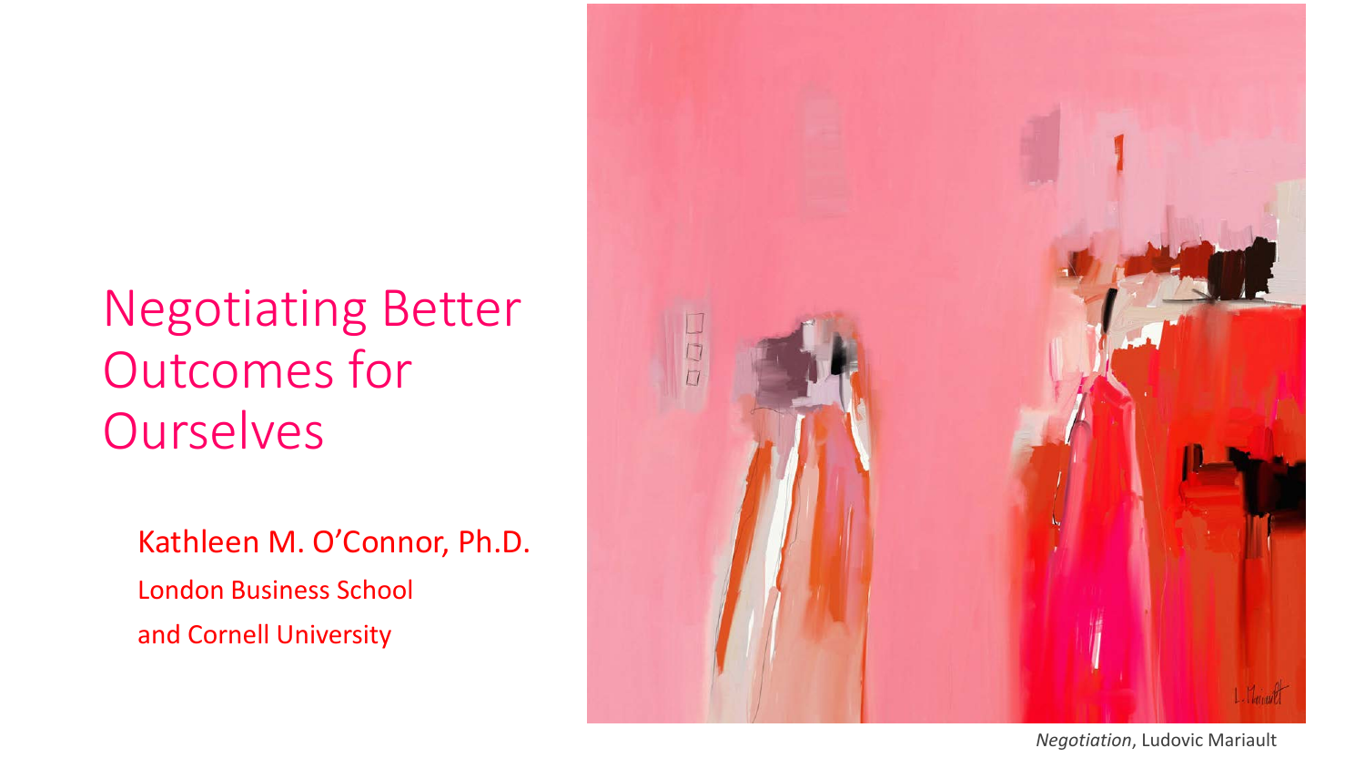# Negotiating Better Outcomes for Ourselves

Kathleen M. O'Connor, Ph.D.

London Business School

and Cornell University

*Negotiation*, Ludovic Mariault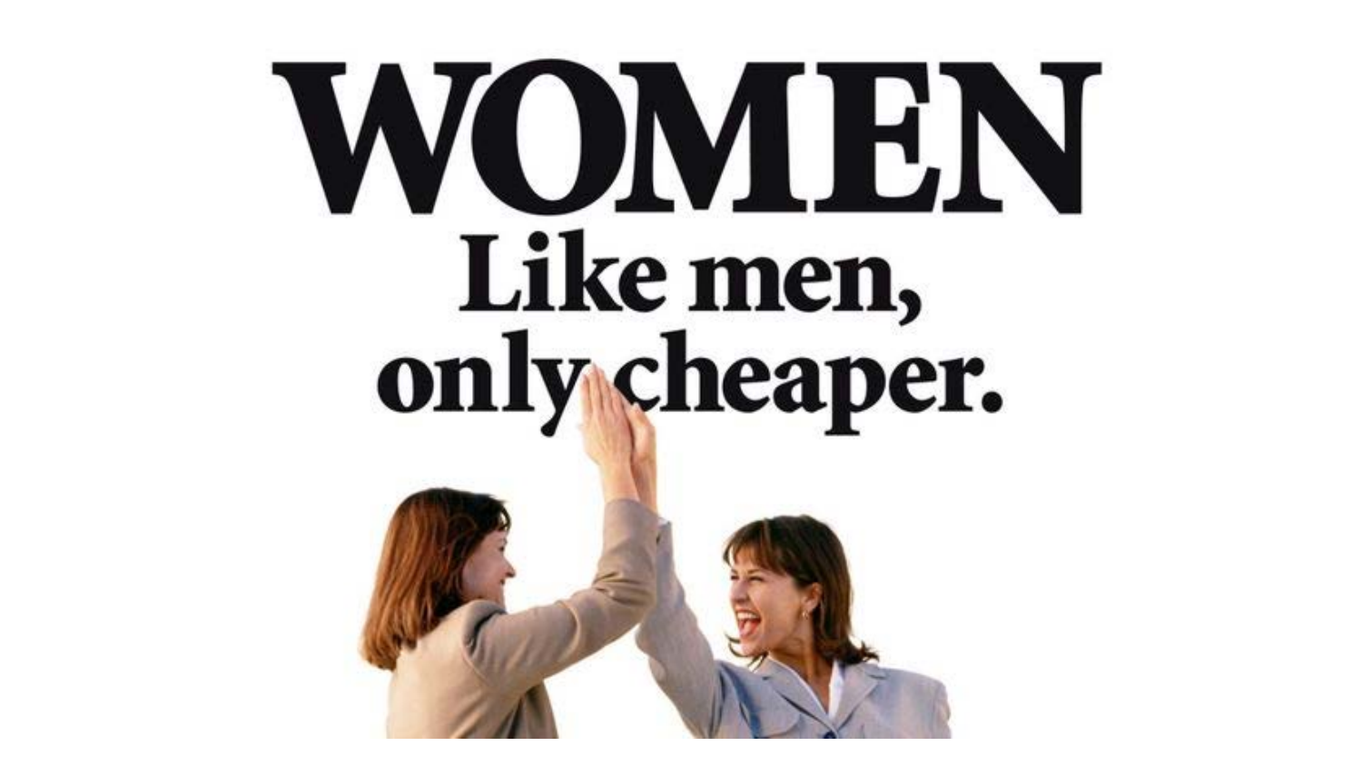# WOMEN

Like men,
only cheaper.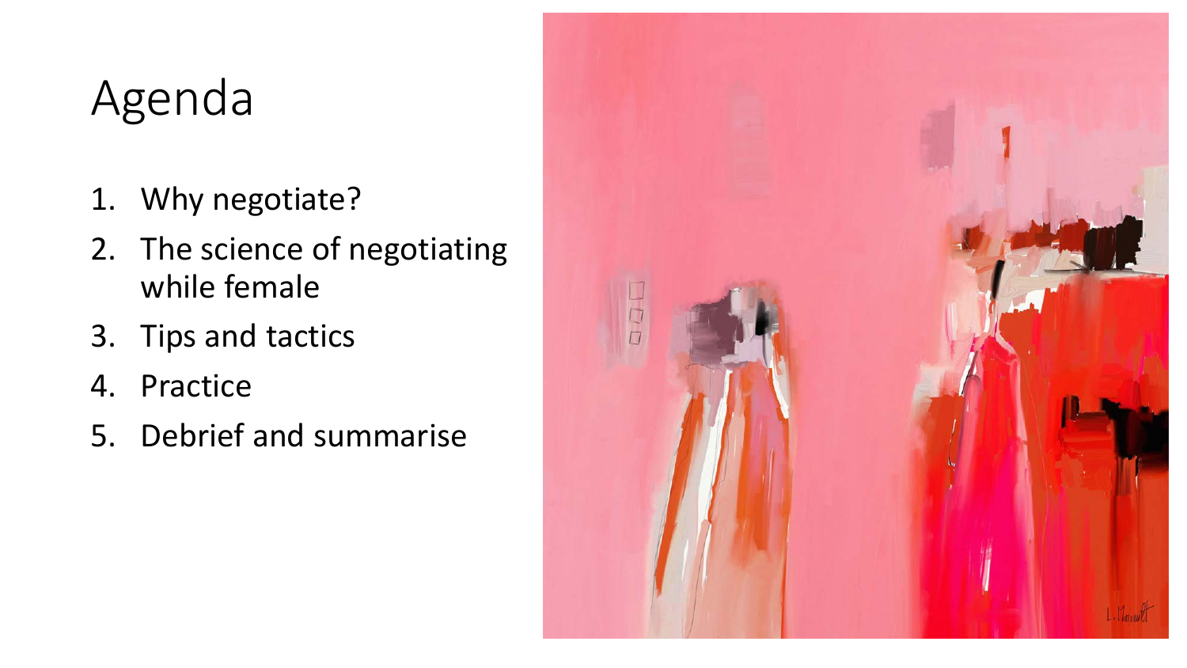# Agenda

1. Why negotiate?
2. The science of negotiating while female
3. Tips and tactics
4. Practice
5. Debrief and summarise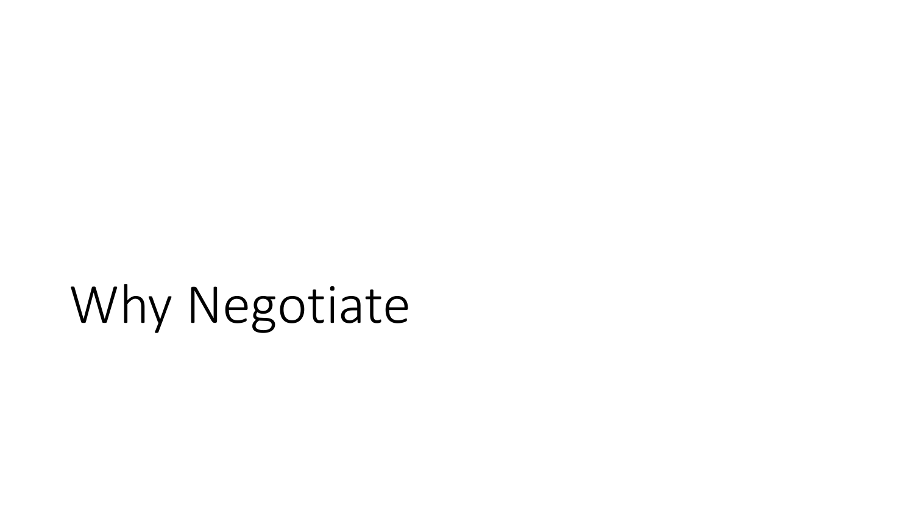# Why Negotiate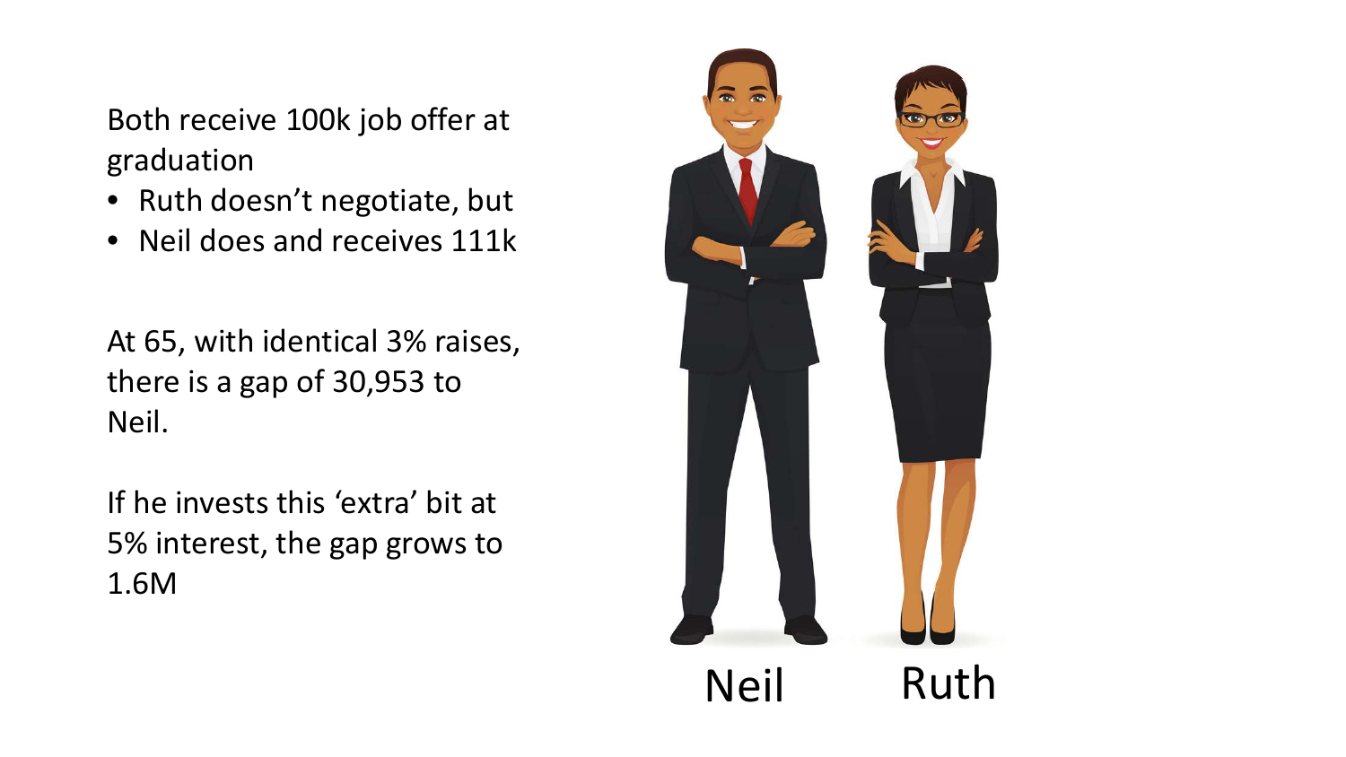Both receive 100k job offer at graduation

- Ruth doesn't negotiate, but
- Neil does and receives 111k

At 65, with identical 3% raises, there is a gap of 30,953 to Neil.

If he invests this 'extra' bit at 5% interest, the gap grows to 1.6M

Neil Ruth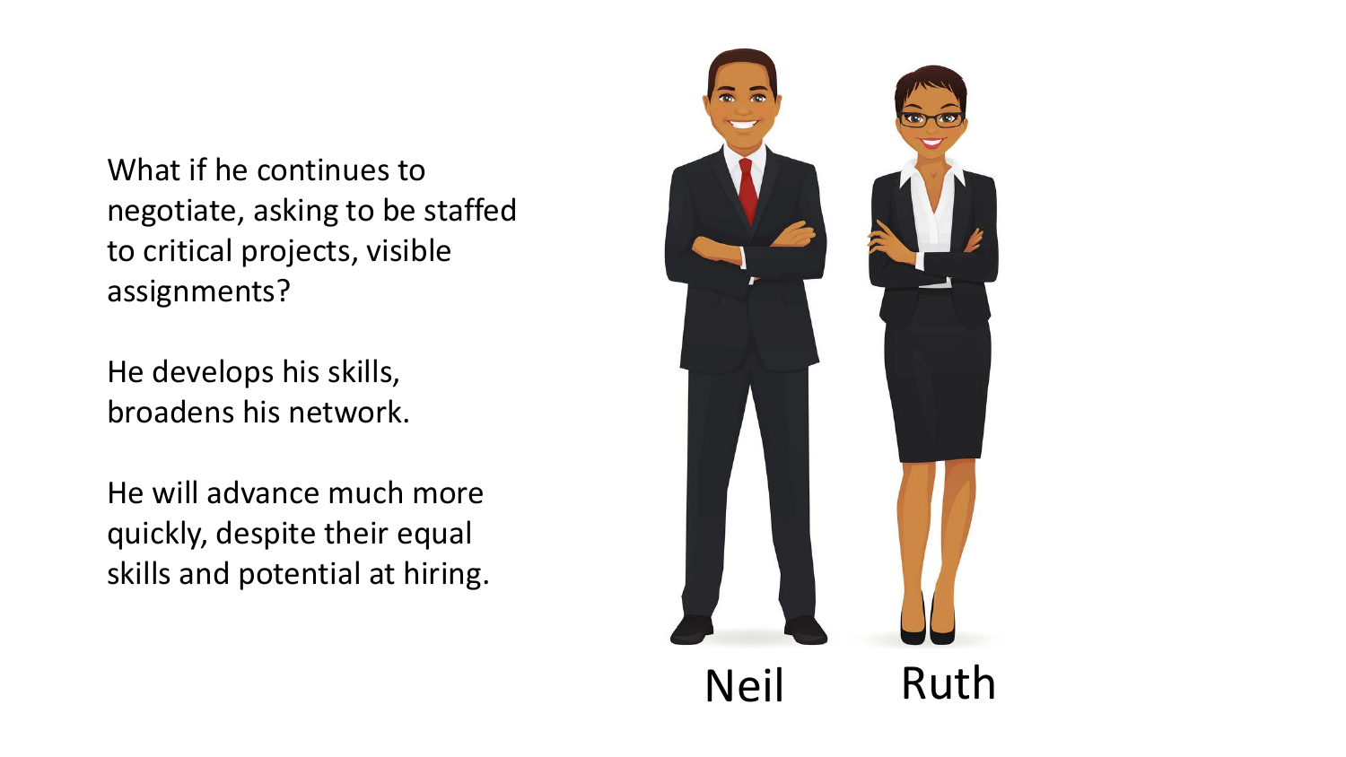What if he continues to negotiate, asking to be staffed to critical projects, visible assignments?

He develops his skills, broadens his network.

He will advance much more quickly, despite their equal skills and potential at hiring.

Neil

Ruth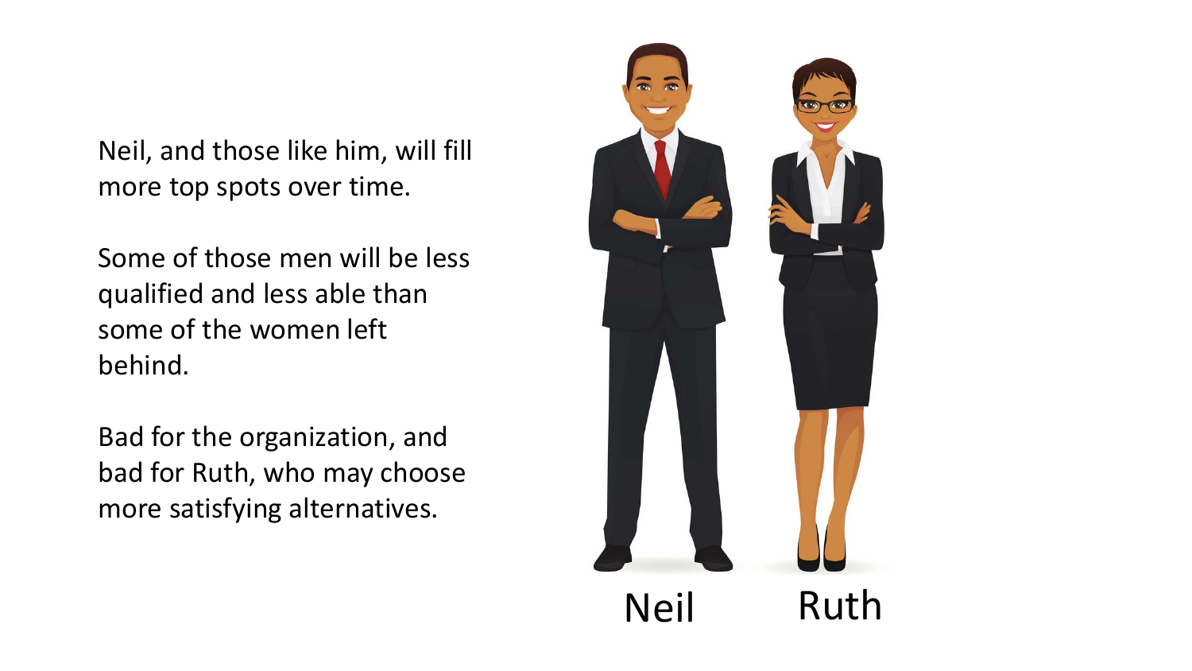Neil, and those like him, will fill more top spots over time.

Some of those men will be less qualified and less able than some of the women left behind.

Bad for the organization, and bad for Ruth, who may choose more satisfying alternatives.

Neil Ruth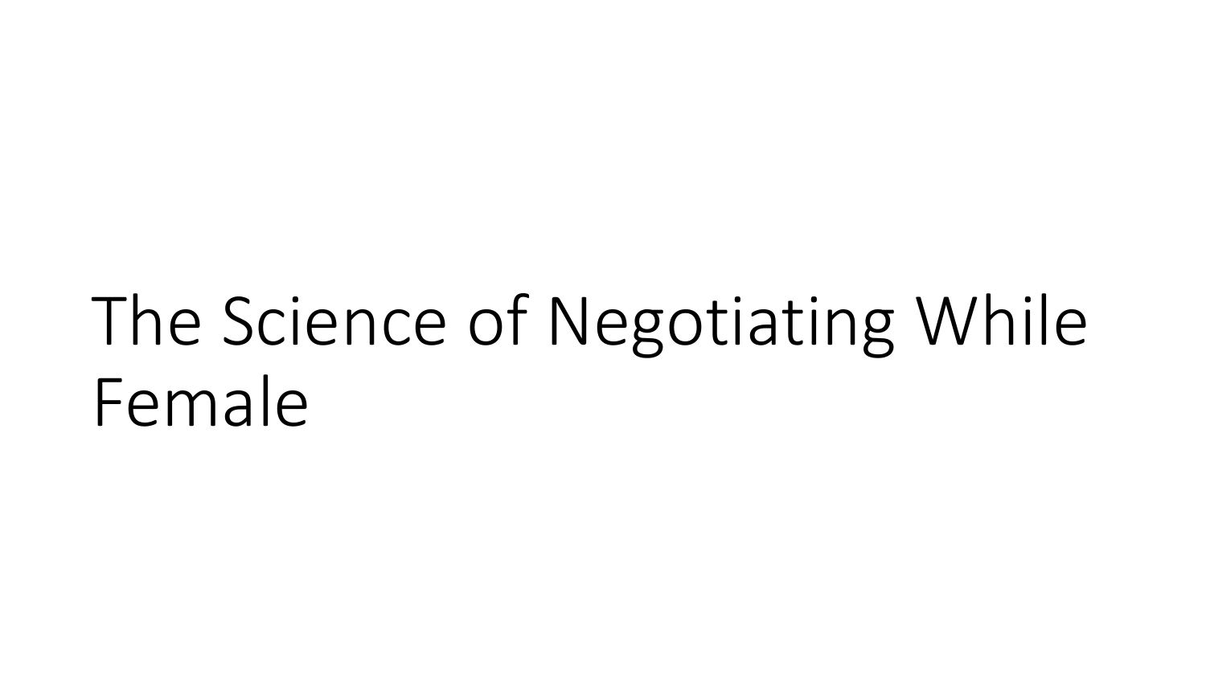# The Science of Negotiating While Female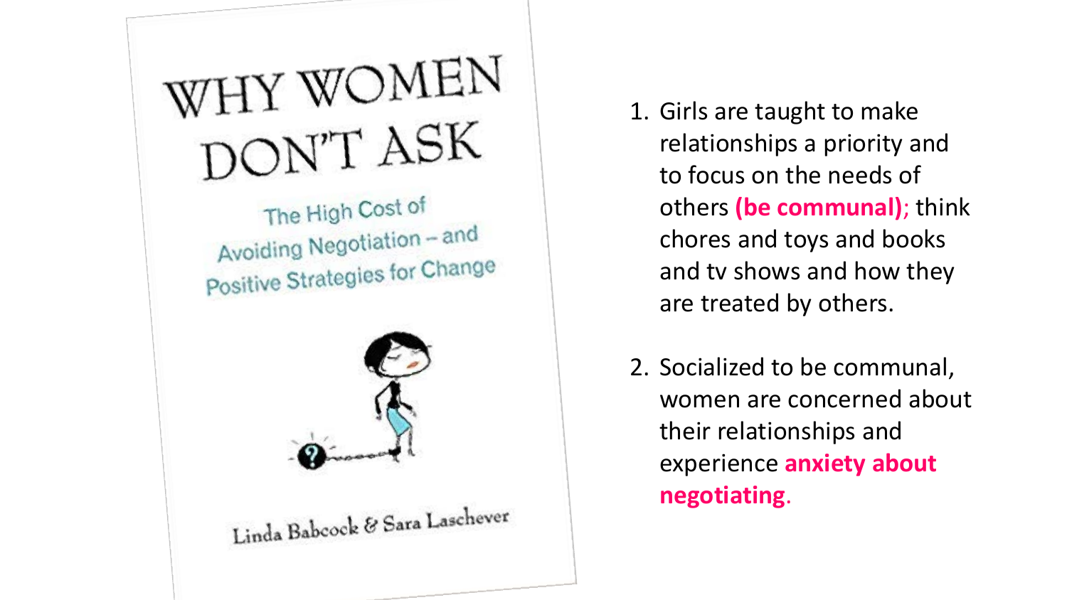WHY WOMEN DON'T ASK

The High Cost of Avoiding Negotiation – and Positive Strategies for Change

Linda Babcock & Sara Laschever

1. Girls are taught to make relationships a priority and to focus on the needs of others **(be communal)**; think chores and toys and books and tv shows and how they are treated by others.
2. Socialized to be communal, women are concerned about their relationships and experience **anxiety about negotiating**.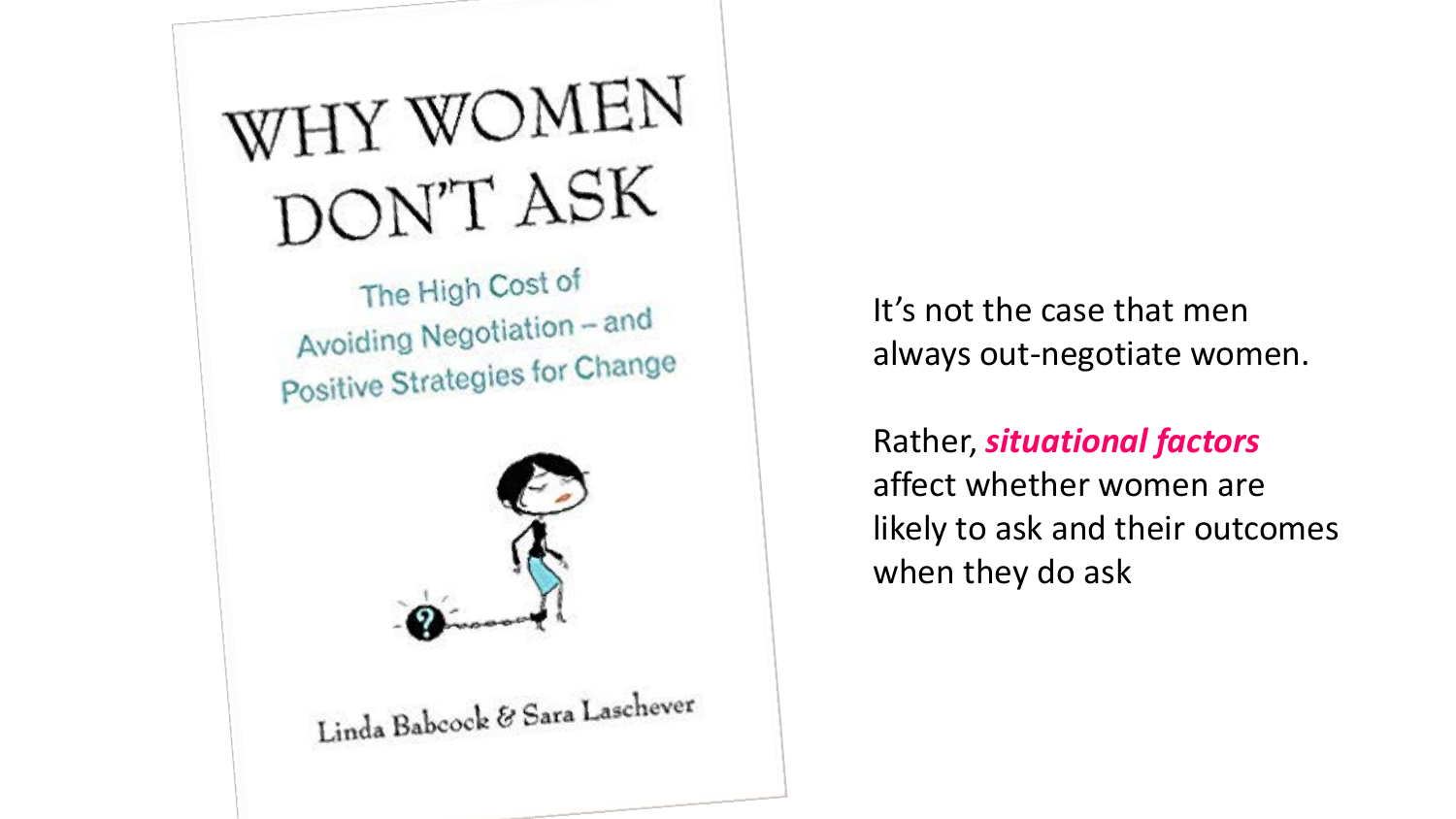WHY WOMEN DON'T ASK

The High Cost of Avoiding Negotiation – and Positive Strategies for Change

Linda Babcock & Sara Laschever

It's not the case that men always out-negotiate women.

Rather, ***situational factors*** affect whether women are likely to ask and their outcomes when they do ask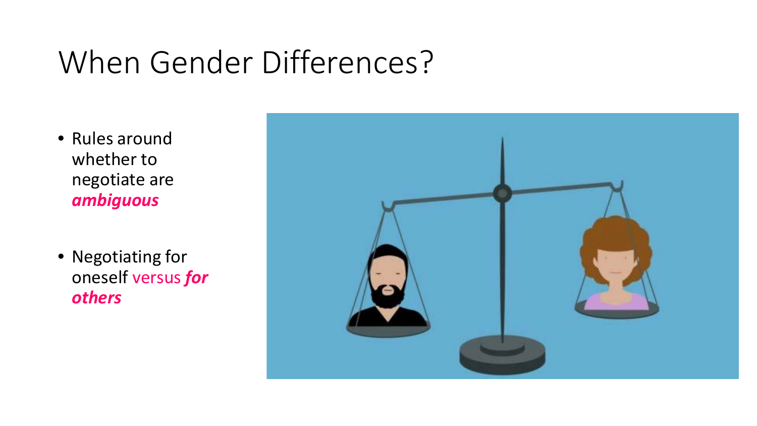# When Gender Differences?

- Rules around whether to negotiate are ***ambiguous***
- Negotiating for oneself versus ***for others***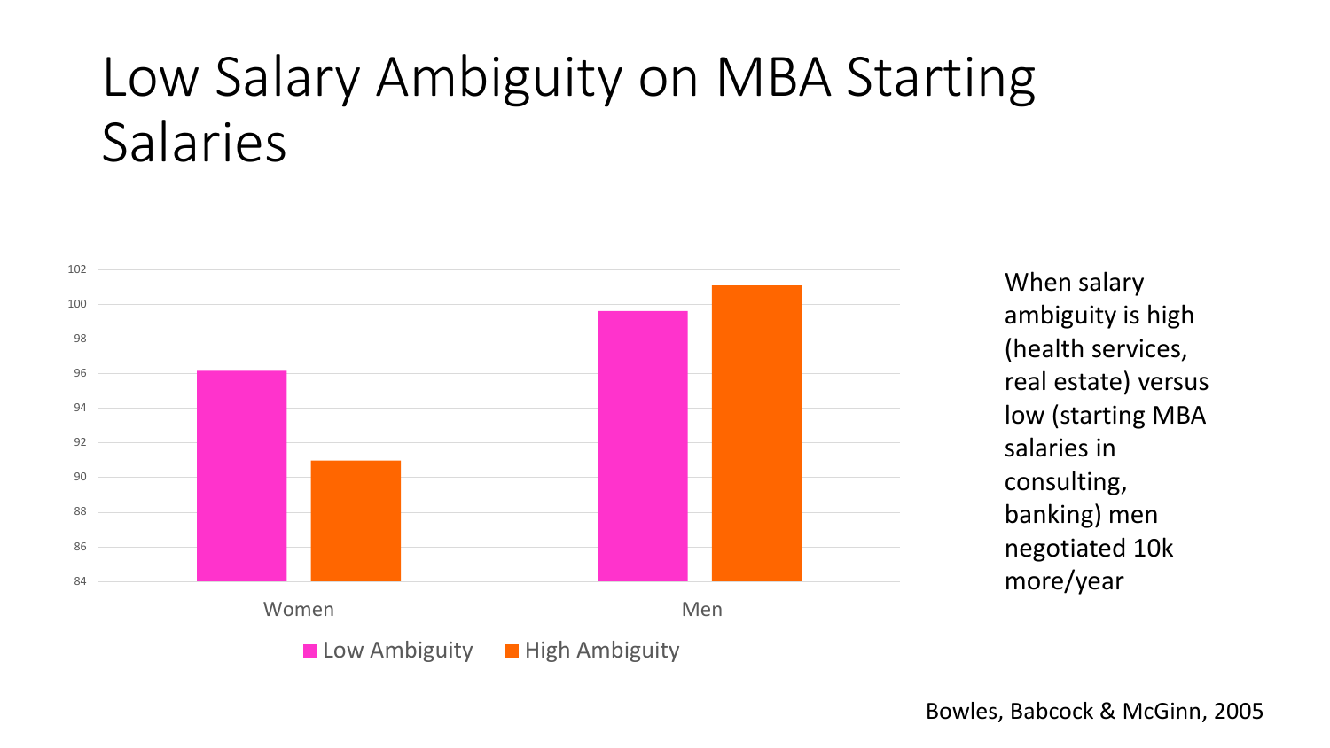# Low Salary Ambiguity on MBA Starting Salaries

When salary ambiguity is high (health services, real estate) versus low (starting MBA salaries in consulting, banking) men negotiated 10k more/year

Bowles, Babcock & McGinn, 2005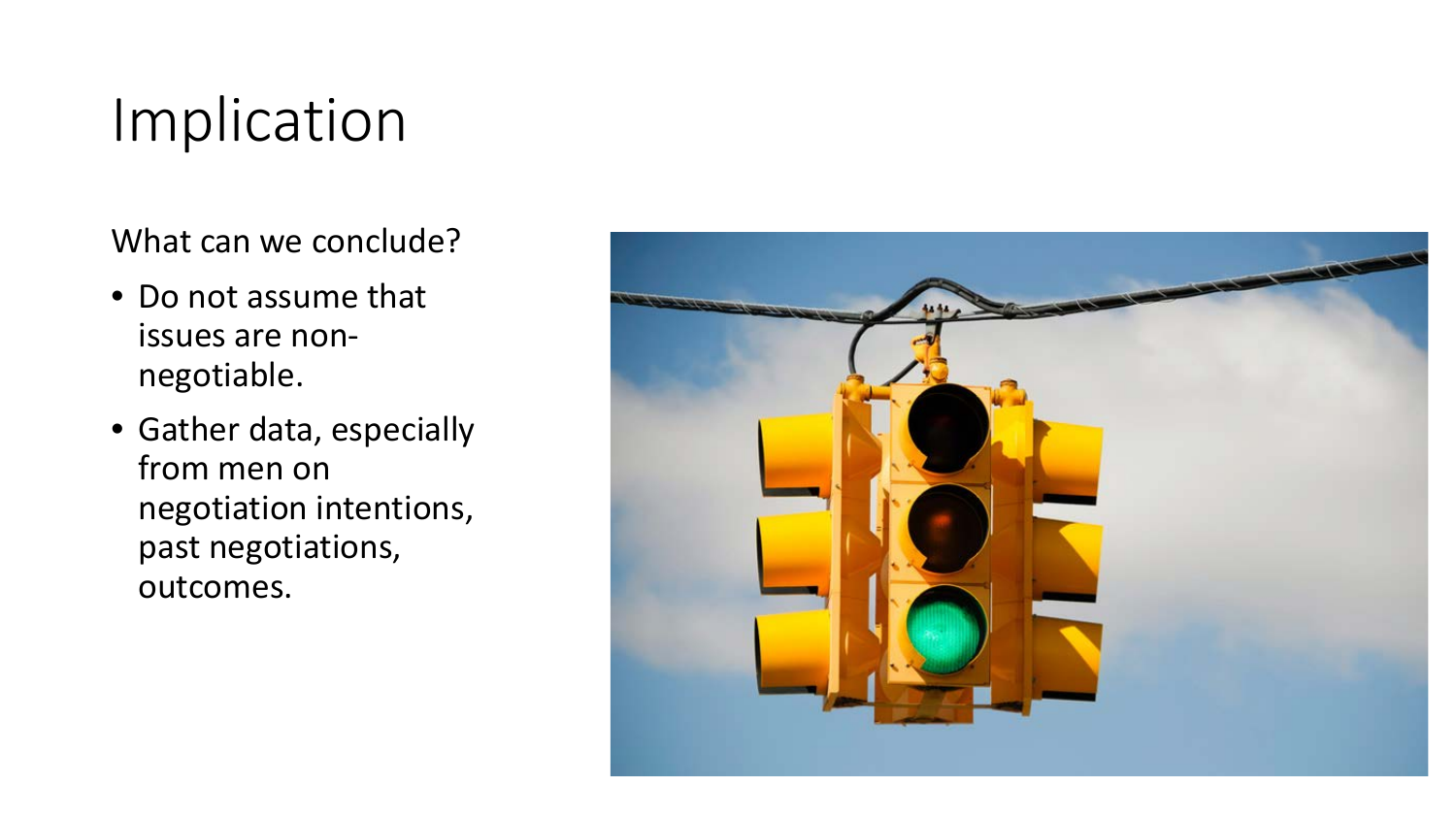# Implication

What can we conclude?

- Do not assume that issues are non-negotiable.
- Gather data, especially from men on negotiation intentions, past negotiations, outcomes.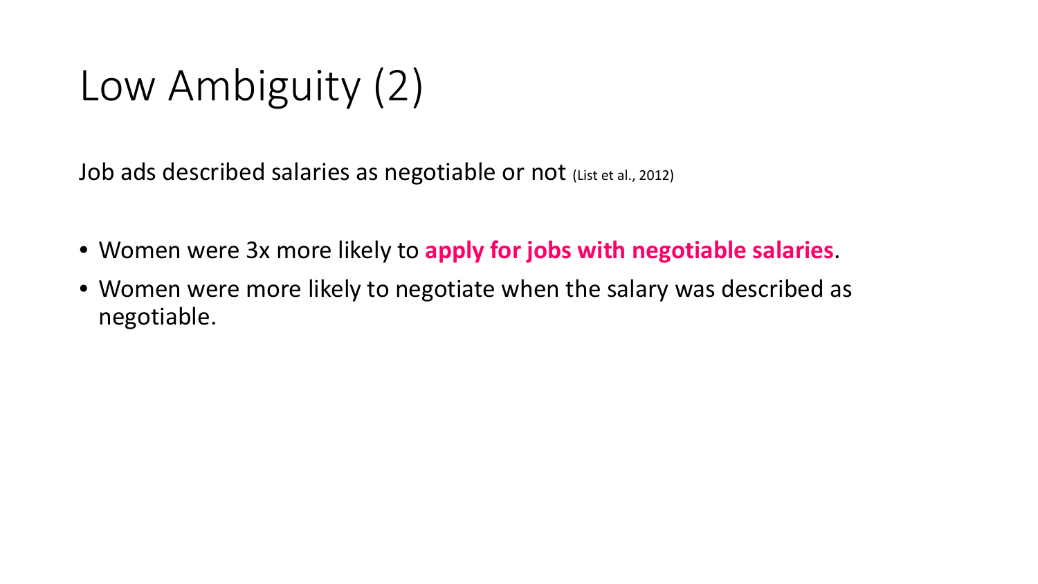# Low Ambiguity (2)

Job ads described salaries as negotiable or not (List et al., 2012)

- Women were 3x more likely to **apply for jobs with negotiable salaries**.
- Women were more likely to negotiate when the salary was described as negotiable.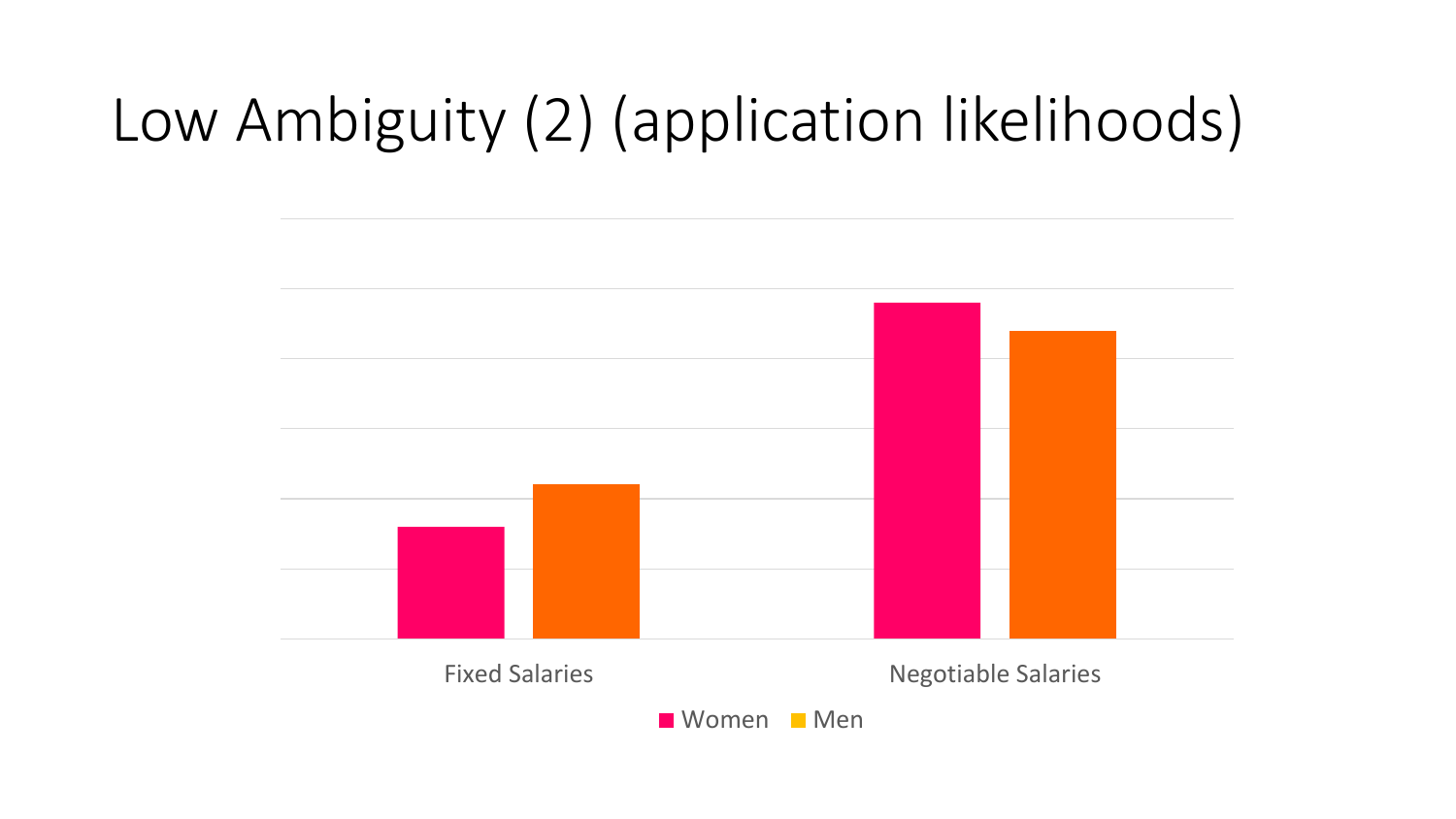# Low Ambiguity (2) (application likelihoods)

Fixed Salaries

Negotiable Salaries

Women Men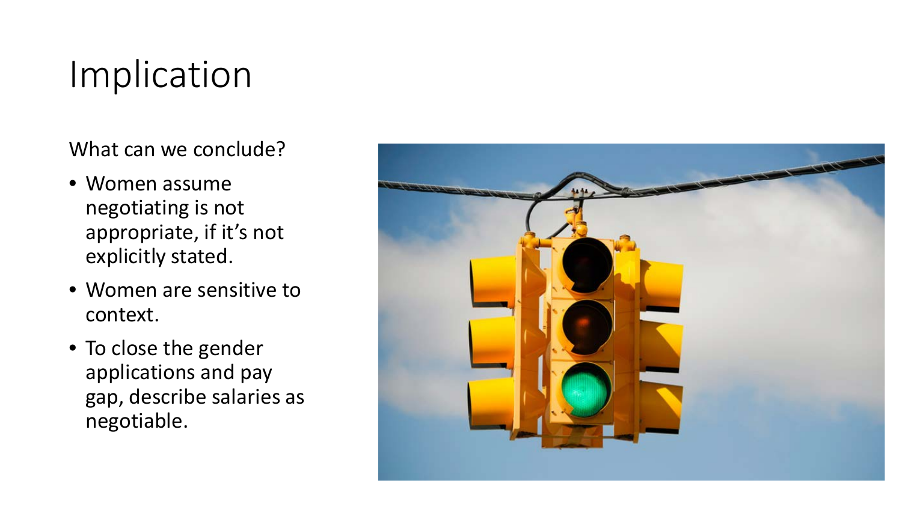# Implication

What can we conclude?

- Women assume negotiating is not appropriate, if it's not explicitly stated.
- Women are sensitive to context.
- To close the gender applications and pay gap, describe salaries as negotiable.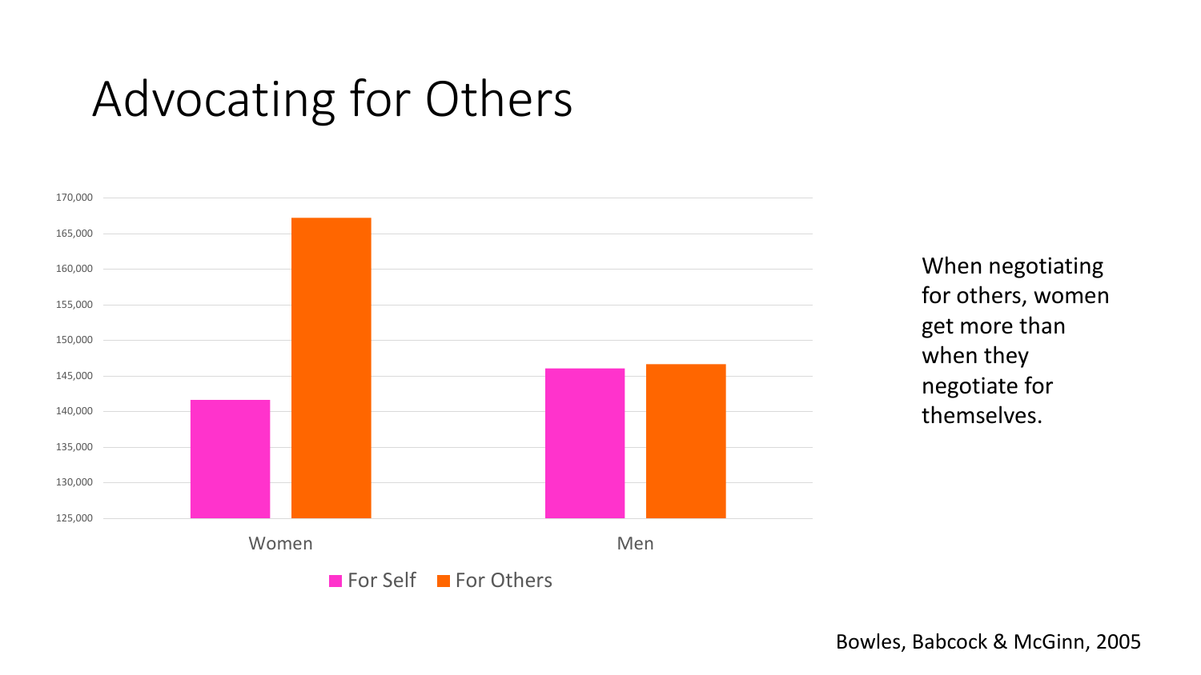# Advocating for Others

170,000
165,000
160,000
155,000
150,000
145,000
140,000
135,000
130,000
125,000

Women Men

For Self For Others

When negotiating for others, women get more than when they negotiate for themselves.

Bowles, Babcock & McGinn, 2005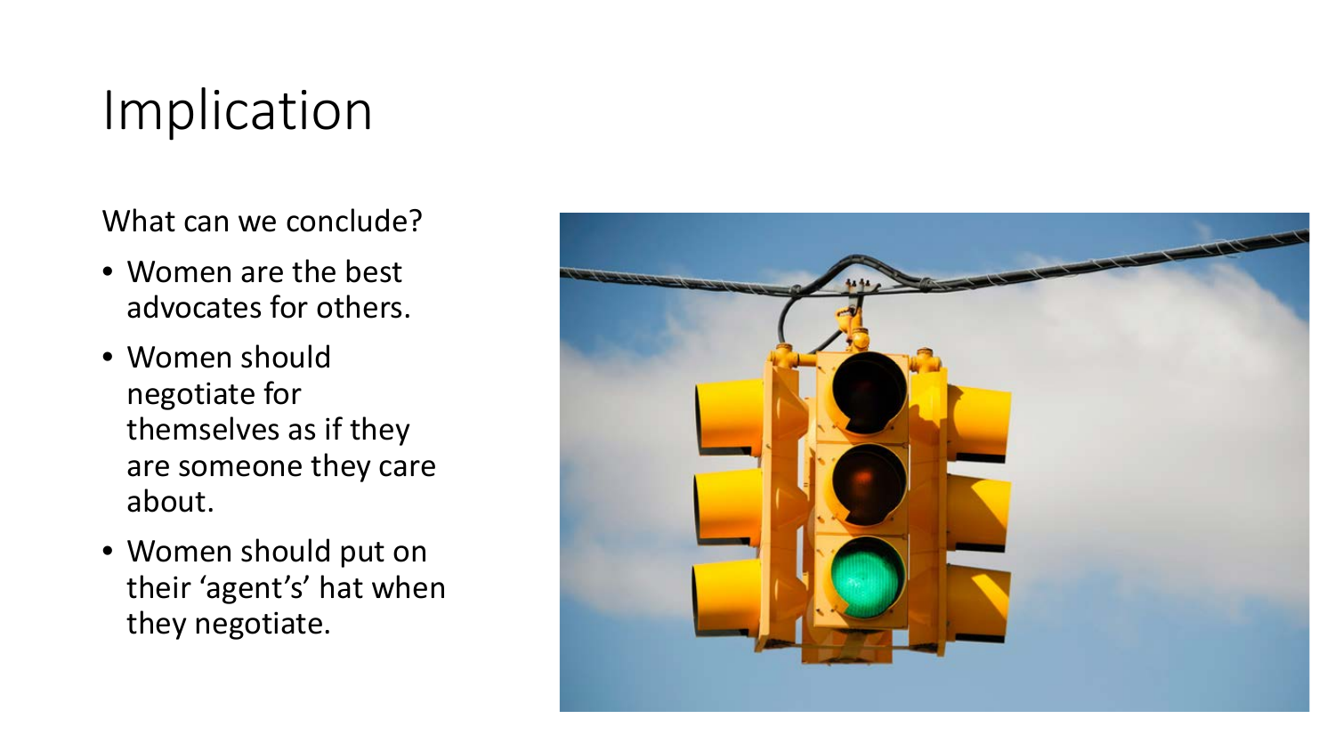# Implication

What can we conclude?

- Women are the best advocates for others.
- Women should negotiate for themselves as if they are someone they care about.
- Women should put on their 'agent's' hat when they negotiate.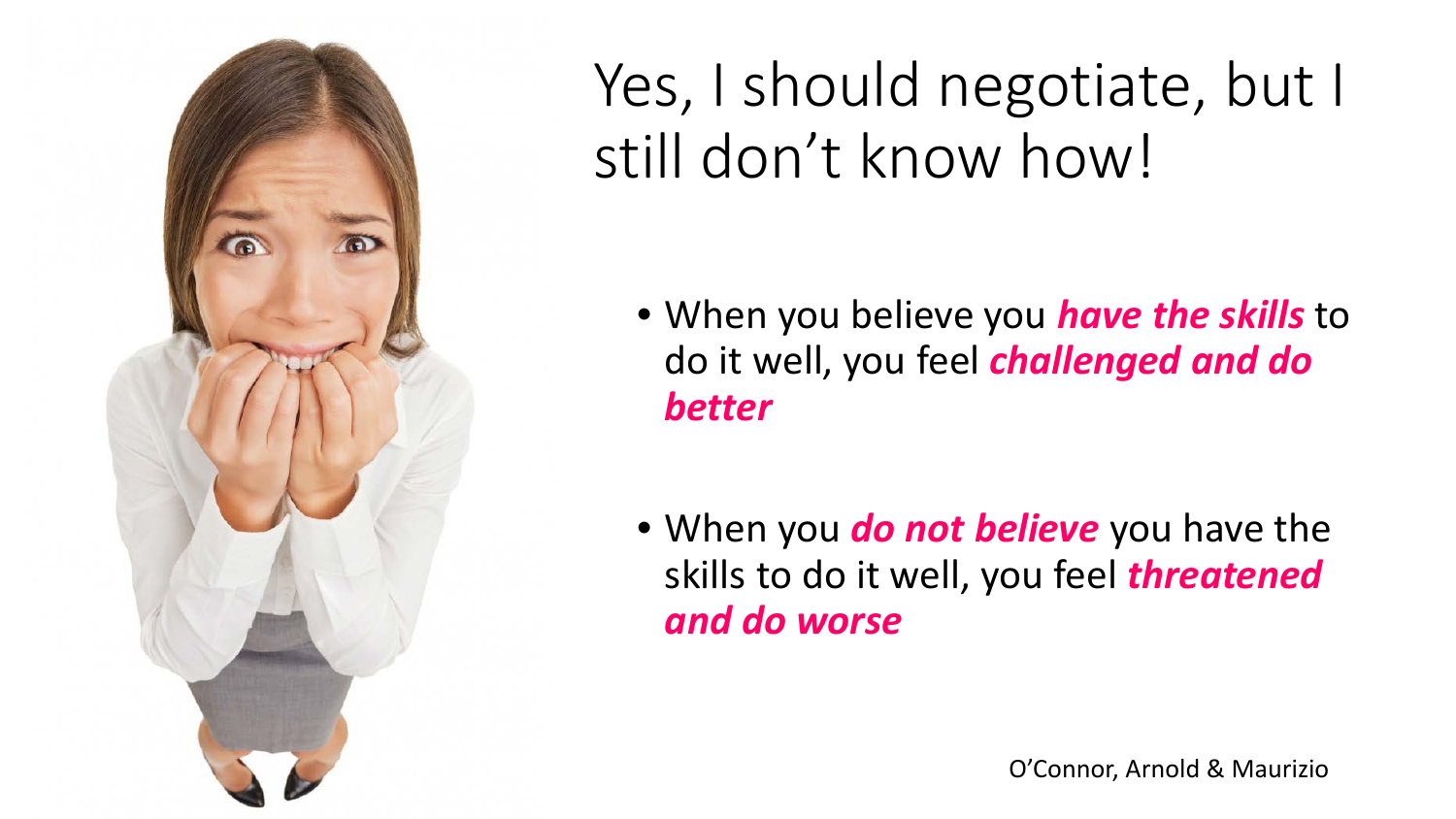# Yes, I should negotiate, but I still don't know how!

- When you believe you ***have the skills*** to do it well, you feel ***challenged and do better***
- When you ***do not believe*** you have the skills to do it well, you feel ***threatened and do worse***

O'Connor, Arnold & Maurizio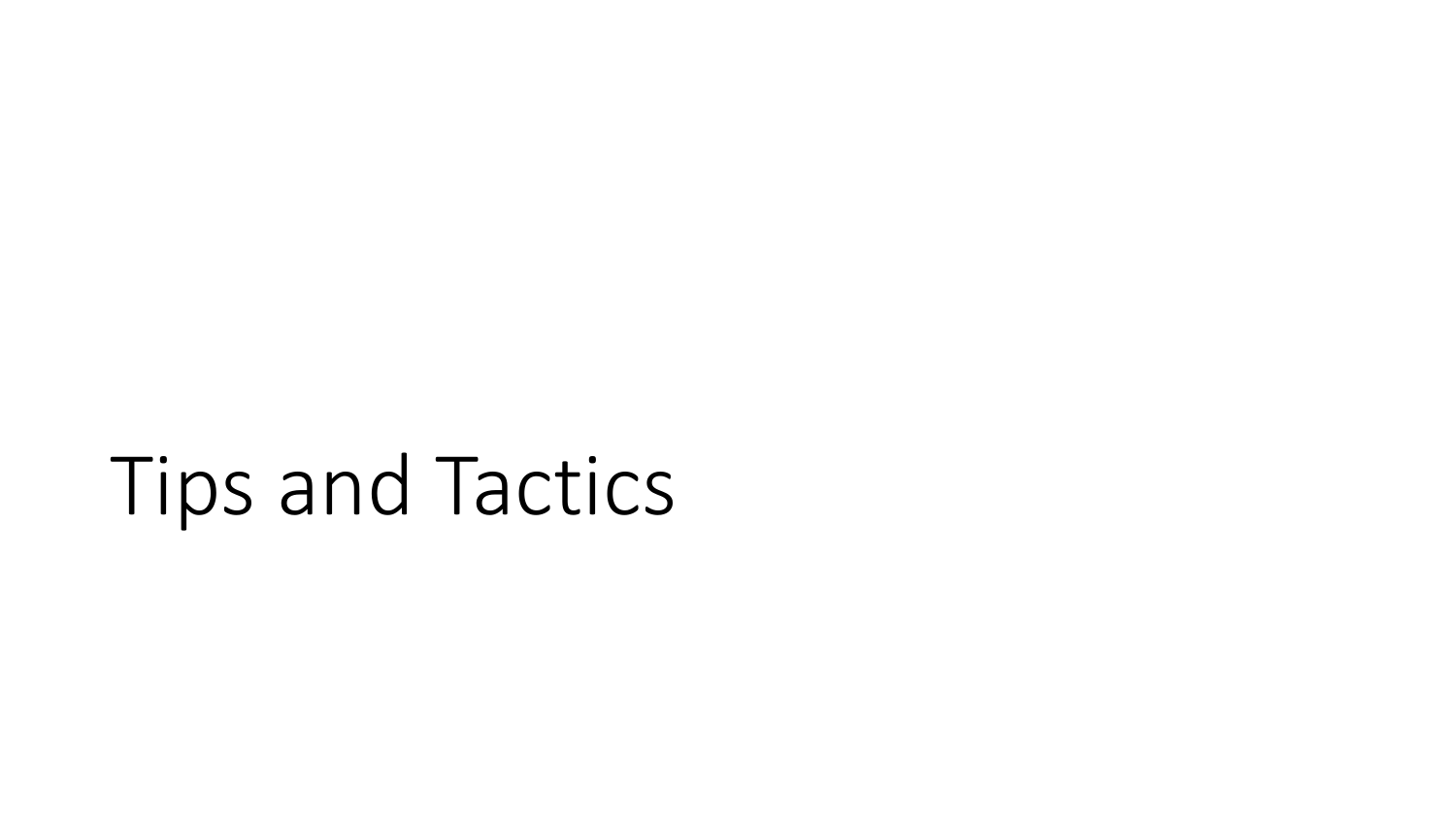# Tips and Tactics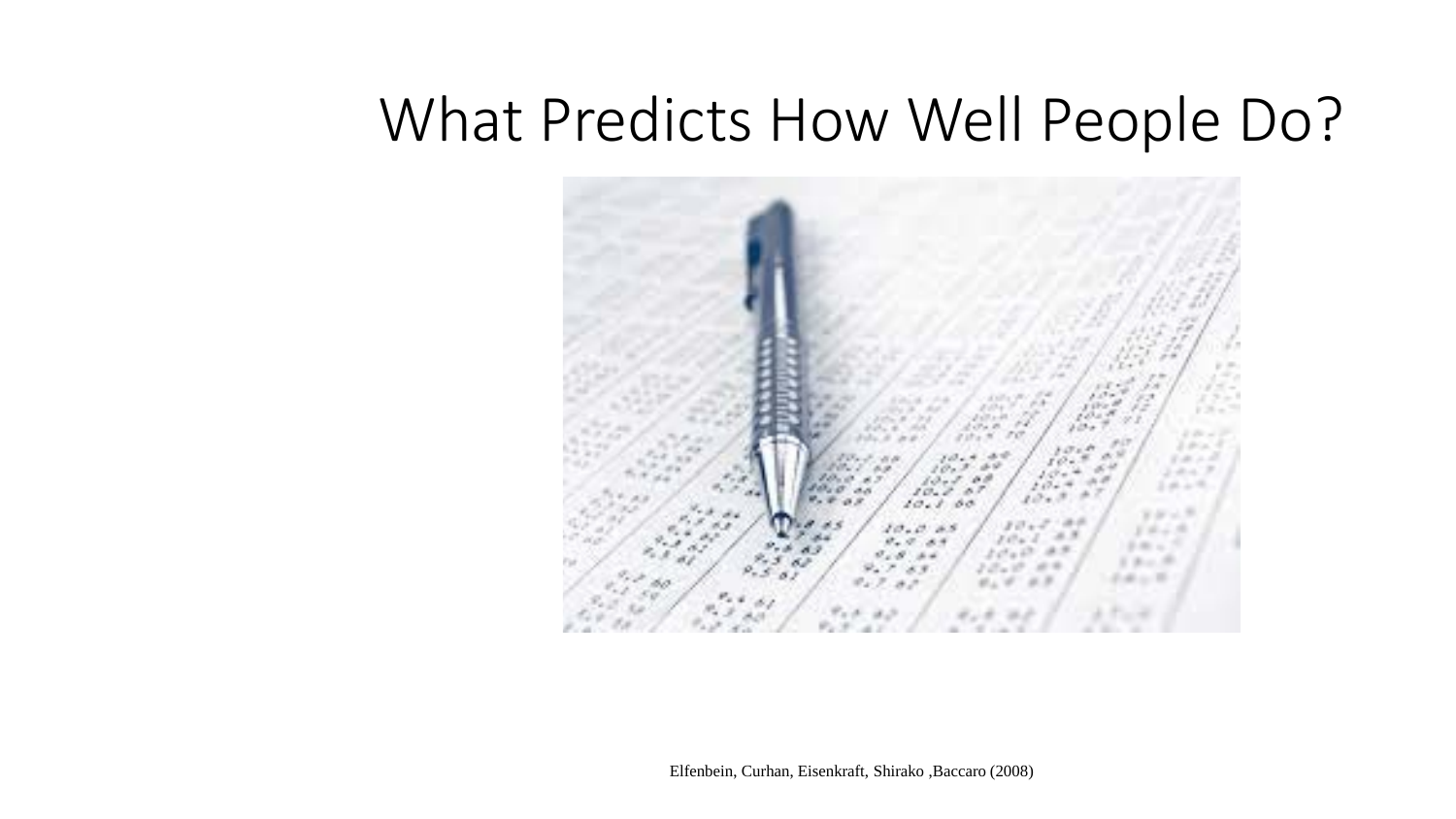# What Predicts How Well People Do?

Elfenbein, Curhan, Eisenkraft, Shirako ,Baccaro (2008)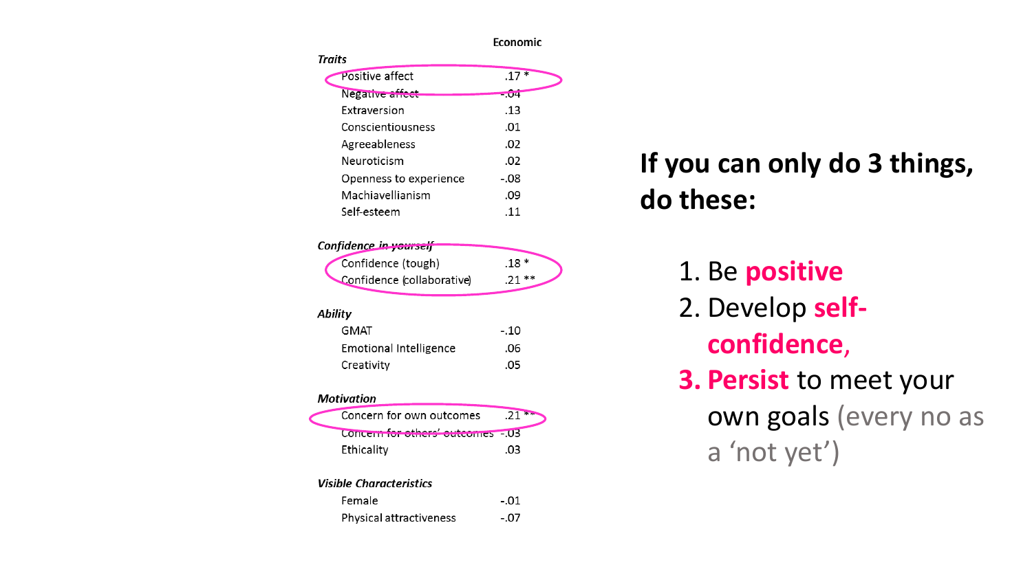| | Economic |
|---|---|
| ***Traits*** | |
| Positive affect | .17 * |
| Negative affect | -.04 |
| Extraversion | .13 |
| Conscientiousness | .01 |
| Agreeableness | .02 |
| Neuroticism | .02 |
| Openness to experience | -.08 |
| Machiavellianism | .09 |
| Self-esteem | .11 |
| ***Confidence in yourself*** | |
| Confidence (tough) | .18 * |
| Confidence (collaborative) | .21 ** |
| ***Ability*** | |
| GMAT | -.10 |
| Emotional Intelligence | .06 |
| Creativity | .05 |
| ***Motivation*** | |
| Concern for own outcomes | .21 ** |
| Concern for others' outcomes | -.03 |
| Ethicality | .03 |
| ***Visible Characteristics*** | |
| Female | -.01 |
| Physical attractiveness | -.07 |

**If you can only do 3 things, do these:**

1. Be **positive**
2. Develop **self-confidence**,
3. **Persist** to meet your own goals (every no as a 'not yet')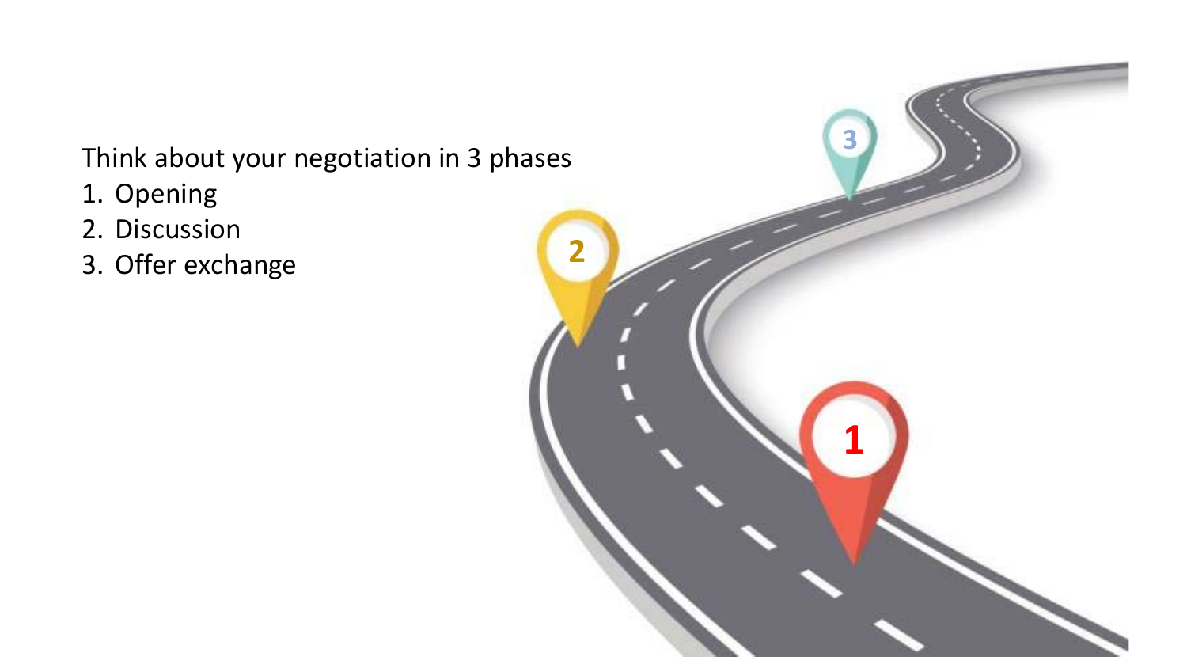Think about your negotiation in 3 phases

1. Opening
2. Discussion
3. Offer exchange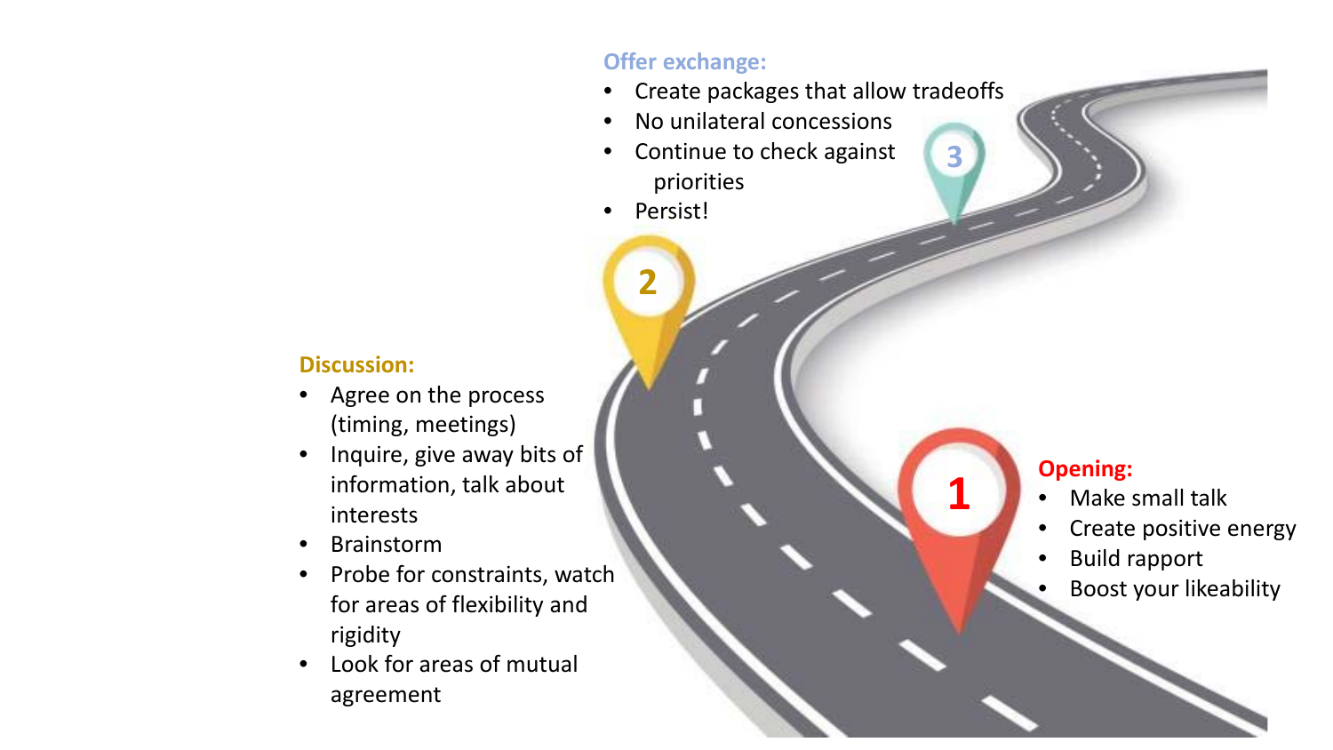**Opening:**

- Make small talk
- Create positive energy
- Build rapport
- Boost your likeability

**Discussion:**

- Agree on the process (timing, meetings)
- Inquire, give away bits of information, talk about interests
- Brainstorm
- Probe for constraints, watch for areas of flexibility and rigidity
- Look for areas of mutual agreement

**Offer exchange:**

- Create packages that allow tradeoffs
- No unilateral concessions
- Continue to check against priorities
- Persist!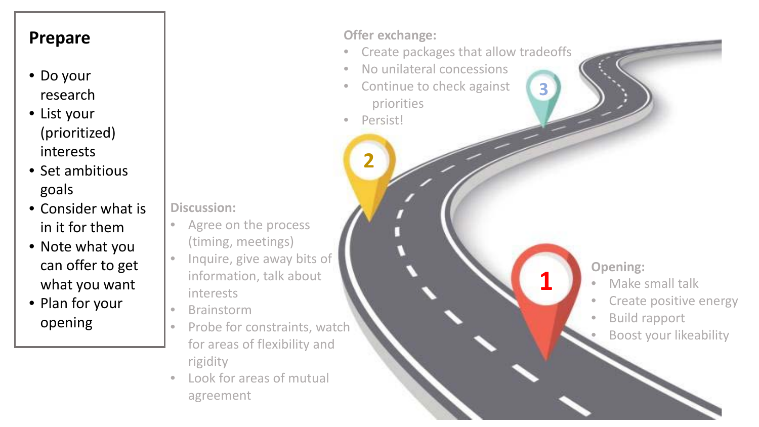## Prepare

- Do your research
- List your (prioritized) interests
- Set ambitious goals
- Consider what is in it for them
- Note what you can offer to get what you want
- Plan for your opening

**1 Opening:**

- Make small talk
- Create positive energy
- Build rapport
- Boost your likeability

**2 Discussion:**

- Agree on the process (timing, meetings)
- Inquire, give away bits of information, talk about interests
- Brainstorm
- Probe for constraints, watch for areas of flexibility and rigidity
- Look for areas of mutual agreement

**3 Offer exchange:**

- Create packages that allow tradeoffs
- No unilateral concessions
- Continue to check against priorities
- Persist!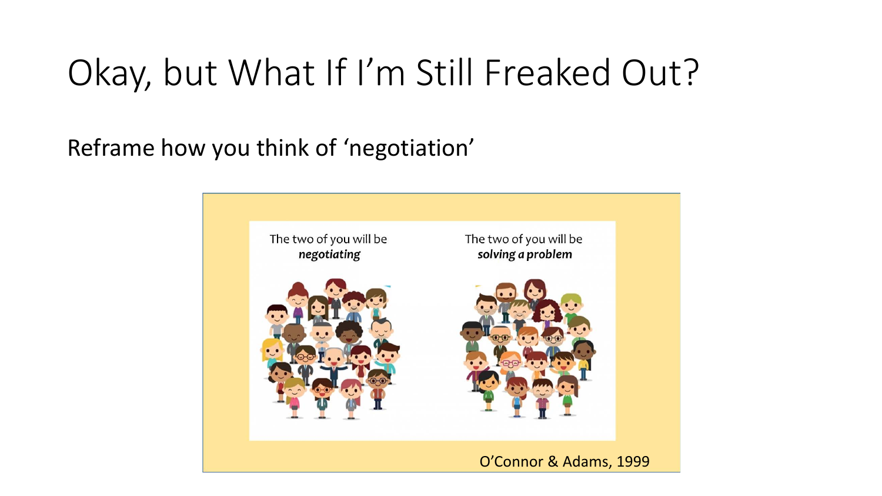# Okay, but What If I'm Still Freaked Out?

Reframe how you think of 'negotiation'

The two of you will be ***negotiating***

The two of you will be ***solving a problem***

O'Connor & Adams, 1999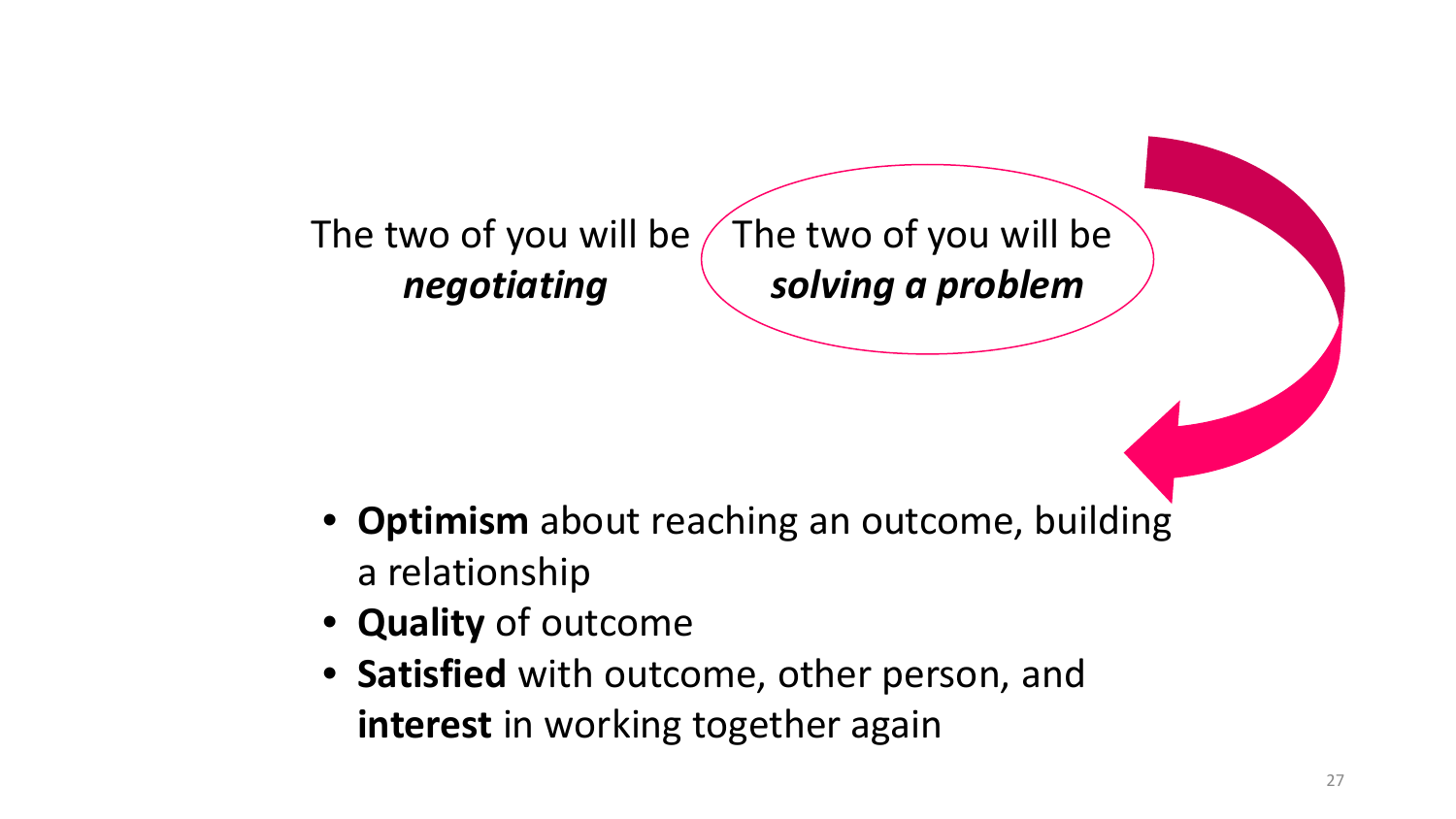The two of you will be ***negotiating***

The two of you will be ***solving a problem***

- **Optimism** about reaching an outcome, building a relationship
- **Quality** of outcome
- **Satisfied** with outcome, other person, and **interest** in working together again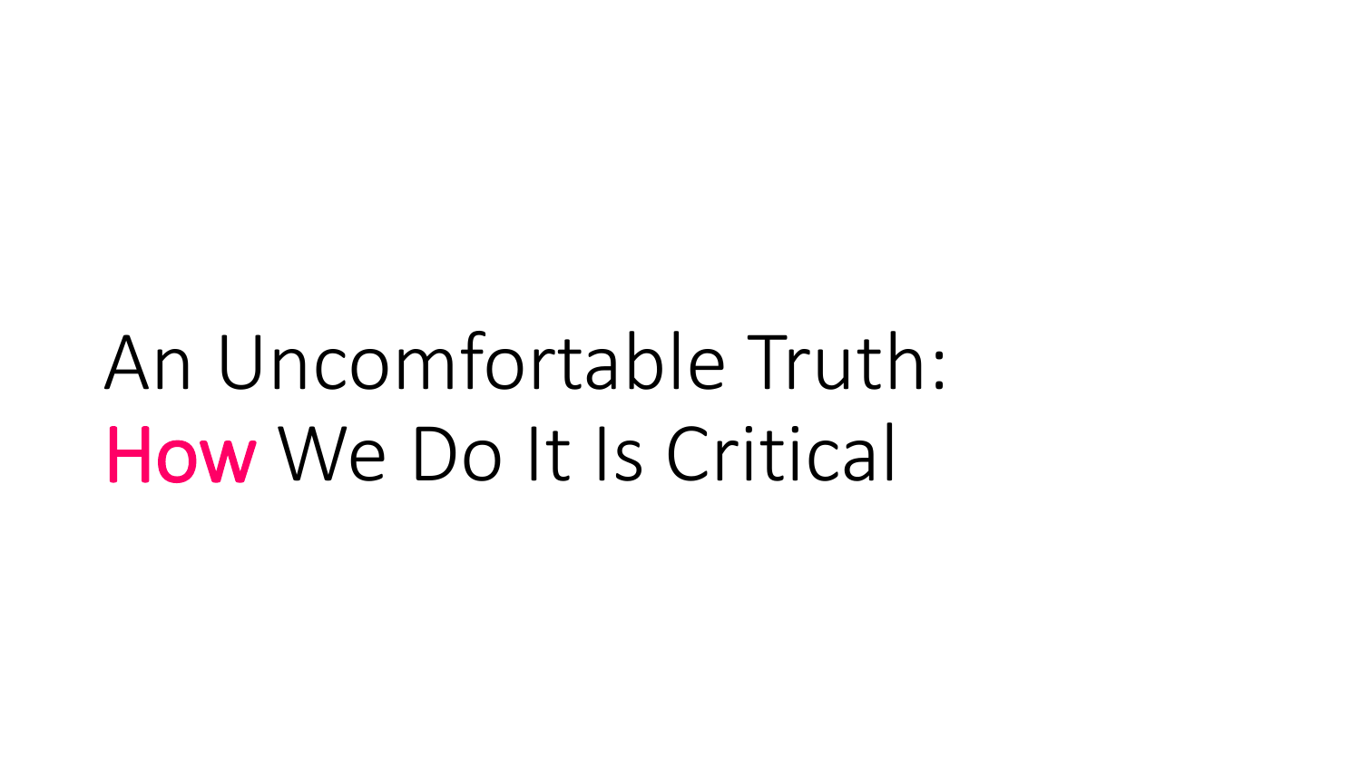# An Uncomfortable Truth: How We Do It Is Critical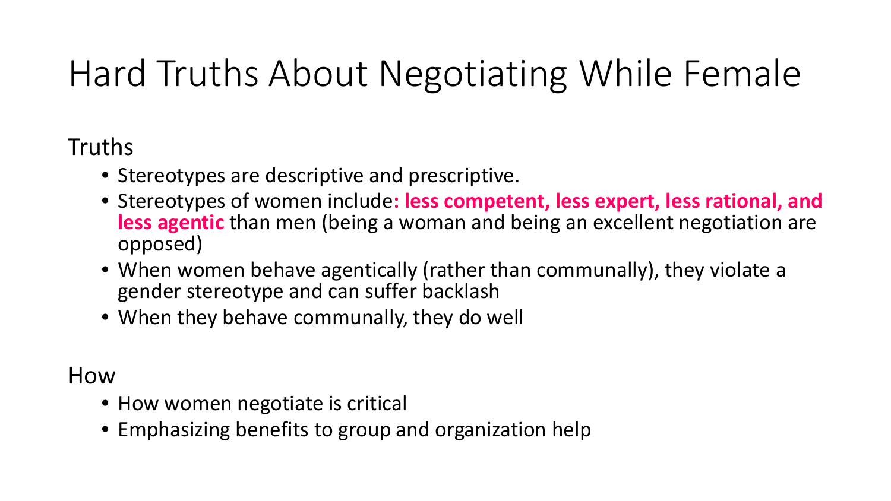# Hard Truths About Negotiating While Female

Truths

- Stereotypes are descriptive and prescriptive.
- Stereotypes of women include**: less competent, less expert, less rational, and less agentic** than men (being a woman and being an excellent negotiation are opposed)
- When women behave agentically (rather than communally), they violate a gender stereotype and can suffer backlash
- When they behave communally, they do well

How

- How women negotiate is critical
- Emphasizing benefits to group and organization help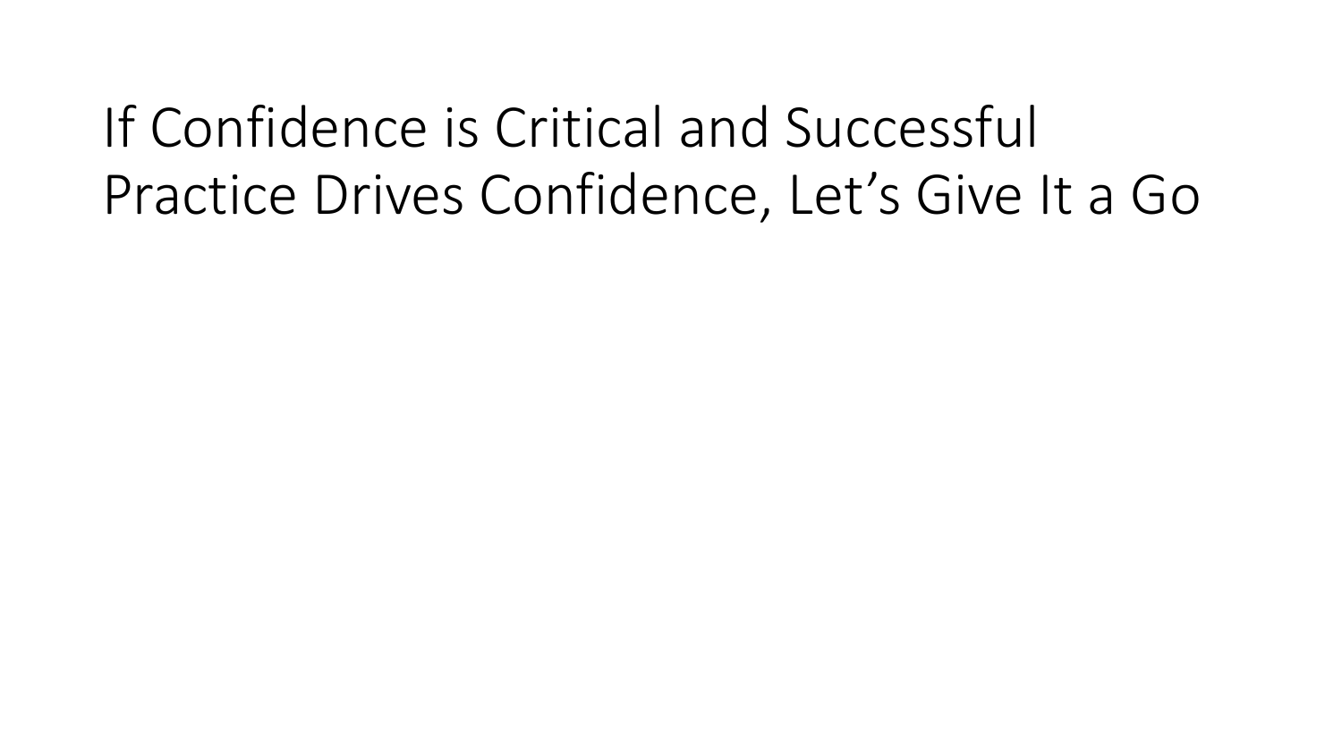# If Confidence is Critical and Successful Practice Drives Confidence, Let's Give It a Go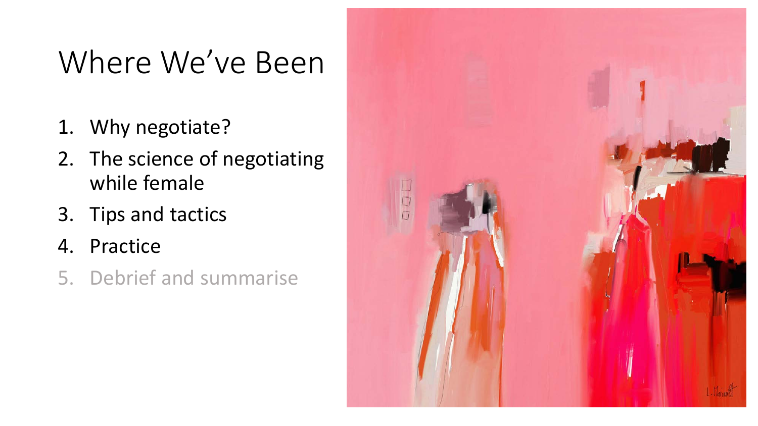# Where We've Been

1. Why negotiate?
2. The science of negotiating while female
3. Tips and tactics
4. Practice
5. Debrief and summarise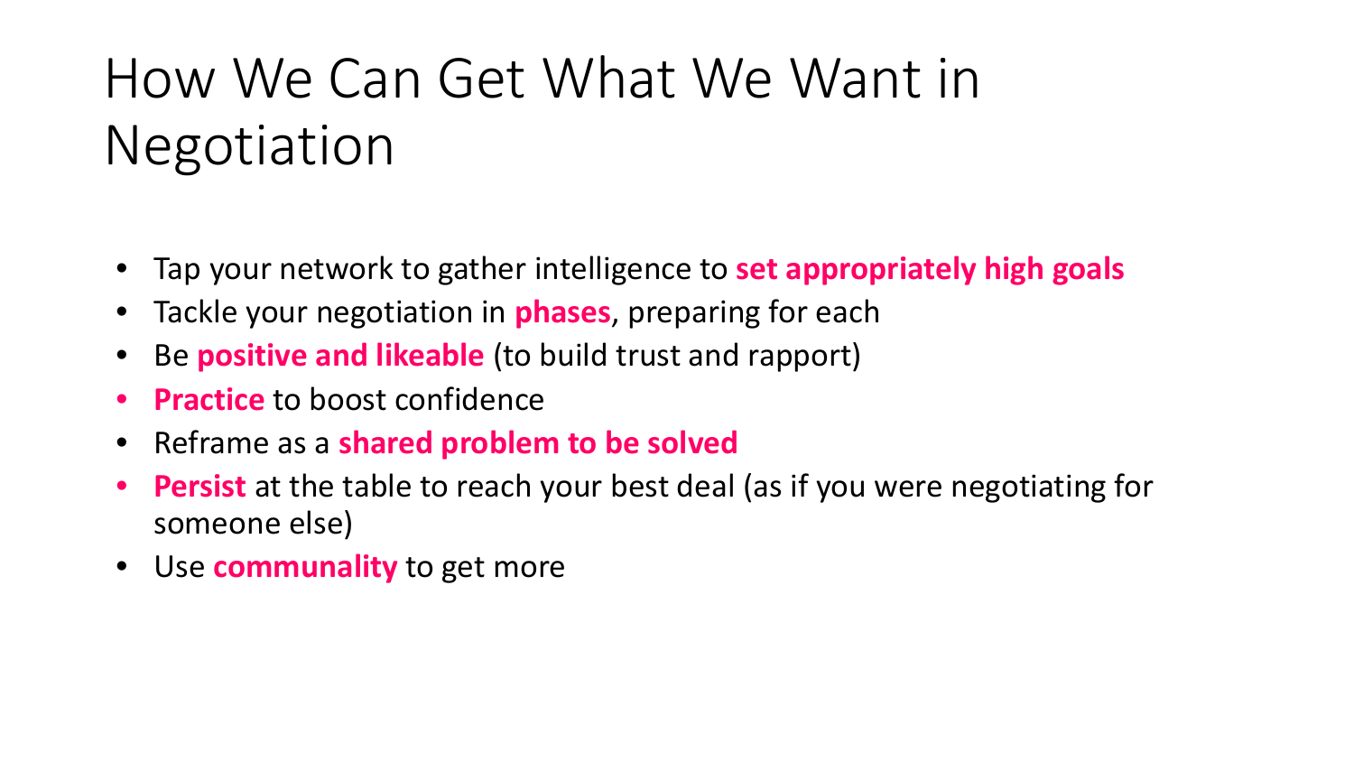# How We Can Get What We Want in Negotiation

- Tap your network to gather intelligence to **set appropriately high goals**
- Tackle your negotiation in **phases**, preparing for each
- Be **positive and likeable** (to build trust and rapport)
- **Practice** to boost confidence
- Reframe as a **shared problem to be solved**
- **Persist** at the table to reach your best deal (as if you were negotiating for someone else)
- Use **communality** to get more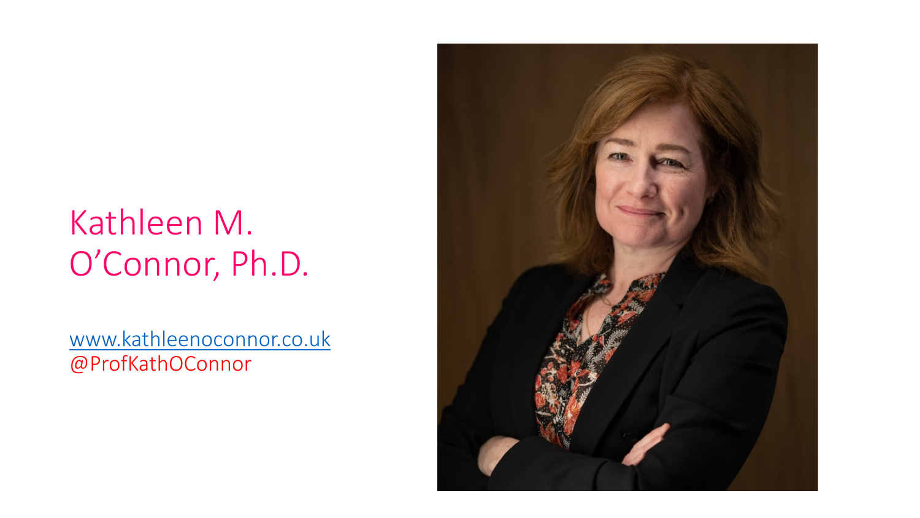# Kathleen M. O'Connor, Ph.D.

[www.kathleenoconnor.co.uk](http://www.kathleenoconnor.co.uk)

@ProfKathOConnor